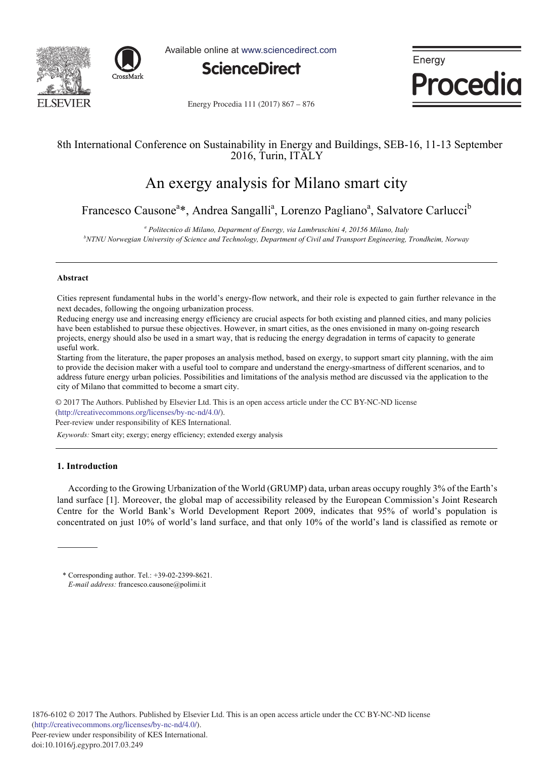8th International Conference on Sustainability in Energy and Buildings, SEB-16, 11-13 September 2016, Turin, ITALY

# An exergy analysis for Milano smart city

Francesco Causone[a]*, Andrea Sangalli[a], Lorenzo Pagliano[a], Salvatore Carlucci[b]

[a] *Politecnico di Milano, Deparment of Energy, via Lambruschini 4, 20156 Milano, Italy*
[b] *NTNU Norwegian University of Science and Technology, Department of Civil and Transport Engineering, Trondheim, Norway*

---

### Abstract

Cities represent fundamental hubs in the world's energy-flow network, and their role is expected to gain further relevance in the next decades, following the ongoing urbanization process.
Reducing energy use and increasing energy efficiency are crucial aspects for both existing and planned cities, and many policies have been established to pursue these objectives. However, in smart cities, as the ones envisioned in many on-going research projects, energy should also be used in a smart way, that is reducing the energy degradation in terms of capacity to generate useful work.
Starting from the literature, the paper proposes an analysis method, based on exergy, to support smart city planning, with the aim to provide the decision maker with a useful tool to compare and understand the energy-smartness of different scenarios, and to address future energy urban policies. Possibilities and limitations of the analysis method are discussed via the application to the city of Milano that committed to become a smart city.

© 2017 The Authors. Published by Elsevier Ltd. This is an open access article under the CC BY-NC-ND license (http://creativecommons.org/licenses/by-nc-nd/4.0/).
Peer-review under responsibility of KES International.

*Keywords:* Smart city; exergy; energy efficiency; extended exergy analysis

---

## 1. Introduction

According to the Growing Urbanization of the World (GRUMP) data, urban areas occupy roughly 3% of the Earth's land surface [1]. Moreover, the global map of accessibility released by the European Commission's Joint Research Centre for the World Bank's World Development Report 2009, indicates that 95% of world's population is concentrated on just 10% of world's land surface, and that only 10% of the world's land is classified as remote or

---

\* Corresponding author. Tel.: +39-02-2399-8621.
*E-mail address:* francesco.causone@polimi.it

1876-6102 © 2017 The Authors. Published by Elsevier Ltd. This is an open access article under the CC BY-NC-ND license (http://creativecommons.org/licenses/by-nc-nd/4.0/).
Peer-review under responsibility of KES International.
doi:10.1016/j.egypro.2017.03.249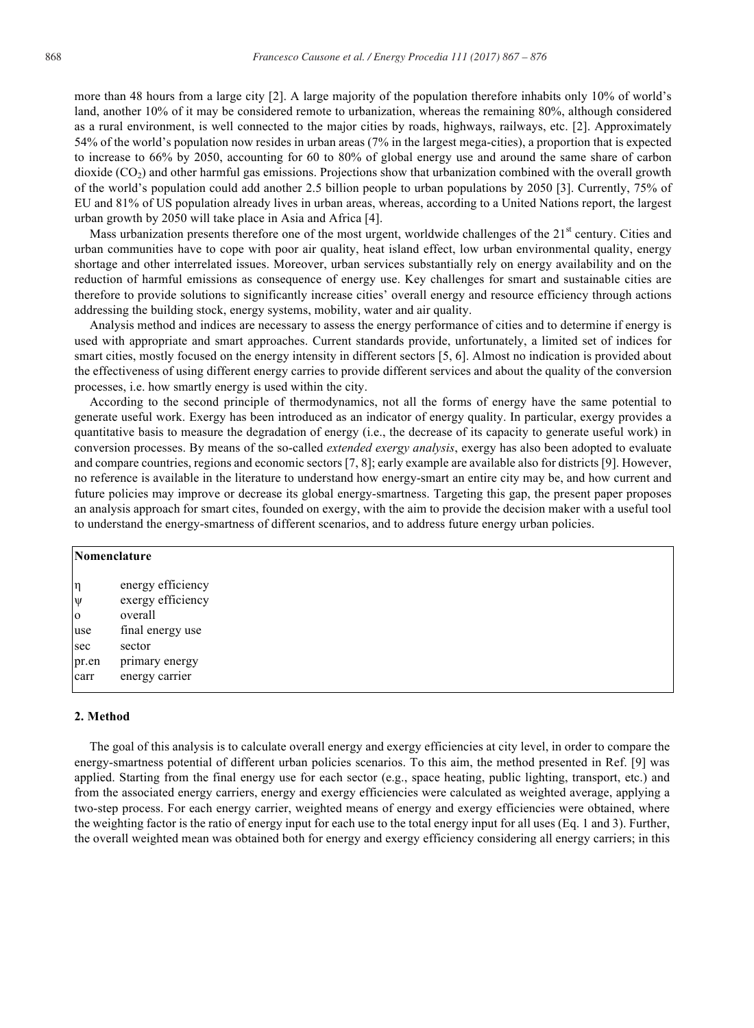more than 48 hours from a large city [2]. A large majority of the population therefore inhabits only 10% of world's land, another 10% of it may be considered remote to urbanization, whereas the remaining 80%, although considered as a rural environment, is well connected to the major cities by roads, highways, railways, etc. [2]. Approximately 54% of the world's population now resides in urban areas (7% in the largest mega-cities), a proportion that is expected to increase to 66% by 2050, accounting for 60 to 80% of global energy use and around the same share of carbon dioxide ($CO_2$) and other harmful gas emissions. Projections show that urbanization combined with the overall growth of the world's population could add another 2.5 billion people to urban populations by 2050 [3]. Currently, 75% of EU and 81% of US population already lives in urban areas, whereas, according to a United Nations report, the largest urban growth by 2050 will take place in Asia and Africa [4].

Mass urbanization presents therefore one of the most urgent, worldwide challenges of the 21st century. Cities and urban communities have to cope with poor air quality, heat island effect, low urban environmental quality, energy shortage and other interrelated issues. Moreover, urban services substantially rely on energy availability and on the reduction of harmful emissions as consequence of energy use. Key challenges for smart and sustainable cities are therefore to provide solutions to significantly increase cities' overall energy and resource efficiency through actions addressing the building stock, energy systems, mobility, water and air quality.

Analysis method and indices are necessary to assess the energy performance of cities and to determine if energy is used with appropriate and smart approaches. Current standards provide, unfortunately, a limited set of indices for smart cities, mostly focused on the energy intensity in different sectors [5, 6]. Almost no indication is provided about the effectiveness of using different energy carries to provide different services and about the quality of the conversion processes, i.e. how smartly energy is used within the city.

According to the second principle of thermodynamics, not all the forms of energy have the same potential to generate useful work. Exergy has been introduced as an indicator of energy quality. In particular, exergy provides a quantitative basis to measure the degradation of energy (i.e., the decrease of its capacity to generate useful work) in conversion processes. By means of the so-called *extended exergy analysis*, exergy has also been adopted to evaluate and compare countries, regions and economic sectors [7, 8]; early example are available also for districts [9]. However, no reference is available in the literature to understand how energy-smart an entire city may be, and how current and future policies may improve or decrease its global energy-smartness. Targeting this gap, the present paper proposes an analysis approach for smart cites, founded on exergy, with the aim to provide the decision maker with a useful tool to understand the energy-smartness of different scenarios, and to address future energy urban policies.

**Nomenclature**

| | |
|---|---|
| $\eta$ | energy efficiency |
| $\psi$ | exergy efficiency |
| o | overall |
| use | final energy use |
| sec | sector |
| pr.en | primary energy |
| carr | energy carrier |

## 2. Method

The goal of this analysis is to calculate overall energy and exergy efficiencies at city level, in order to compare the energy-smartness potential of different urban policies scenarios. To this aim, the method presented in Ref. [9] was applied. Starting from the final energy use for each sector (e.g., space heating, public lighting, transport, etc.) and from the associated energy carriers, energy and exergy efficiencies were calculated as weighted average, applying a two-step process. For each energy carrier, weighted means of energy and exergy efficiencies were obtained, where the weighting factor is the ratio of energy input for each use to the total energy input for all uses (Eq. 1 and 3). Further, the overall weighted mean was obtained both for energy and exergy efficiency considering all energy carriers; in this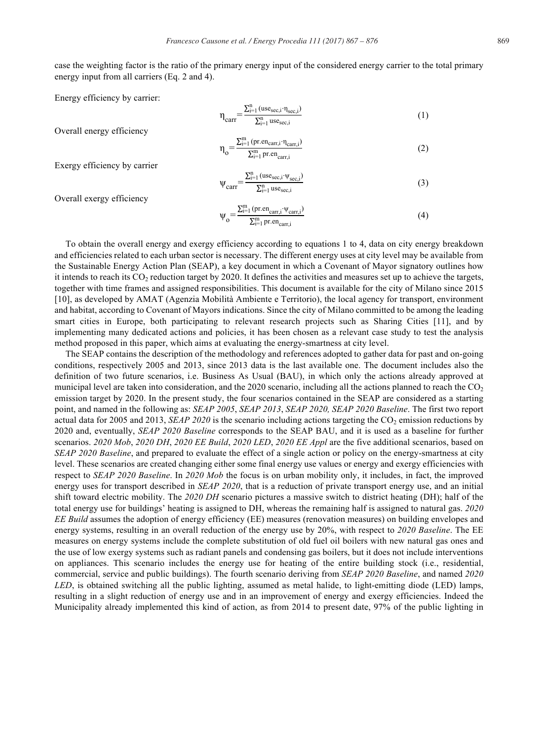case the weighting factor is the ratio of the primary energy input of the considered energy carrier to the total primary energy input from all carriers (Eq. 2 and 4).

Energy efficiency by carrier:

$$\eta_{carr} = \frac{\sum_{i=1}^{n} (use_{sec,i} \cdot \eta_{sec,i})}{\sum_{i=1}^{n} use_{sec,i}} \tag{1}$$

Overall energy efficiency

$$\eta_{o} = \frac{\sum_{i=1}^{m} (pr.en_{carr,i} \cdot \eta_{carr,i})}{\sum_{i=1}^{m} pr.en_{carr,i}} \tag{2}$$

Exergy efficiency by carrier

$$\psi_{carr} = \frac{\sum_{i=1}^{n} (use_{sec,i} \cdot \psi_{sec,i})}{\sum_{i=1}^{n} use_{sec,i}} \tag{3}$$

Overall exergy efficiency

$$\psi_{o} = \frac{\sum_{i=1}^{m} (pr.en_{carr,i} \cdot \psi_{carr,i})}{\sum_{i=1}^{m} pr.en_{carr,i}} \tag{4}$$

To obtain the overall energy and exergy efficiency according to equations 1 to 4, data on city energy breakdown and efficiencies related to each urban sector is necessary. The different energy uses at city level may be available from the Sustainable Energy Action Plan (SEAP), a key document in which a Covenant of Mayor signatory outlines how it intends to reach its $CO_2$ reduction target by 2020. It defines the activities and measures set up to achieve the targets, together with time frames and assigned responsibilities. This document is available for the city of Milano since 2015 [10], as developed by AMAT (Agenzia Mobilità Ambiente e Territorio), the local agency for transport, environment and habitat, according to Covenant of Mayors indications. Since the city of Milano committed to be among the leading smart cities in Europe, both participating to relevant research projects such as Sharing Cities [11], and by implementing many dedicated actions and policies, it has been chosen as a relevant case study to test the analysis method proposed in this paper, which aims at evaluating the energy-smartness at city level.

The SEAP contains the description of the methodology and references adopted to gather data for past and on-going conditions, respectively 2005 and 2013, since 2013 data is the last available one. The document includes also the definition of two future scenarios, i.e. Business As Usual (BAU), in which only the actions already approved at municipal level are taken into consideration, and the 2020 scenario, including all the actions planned to reach the $CO_2$ emission target by 2020. In the present study, the four scenarios contained in the SEAP are considered as a starting point, and named in the following as: *SEAP 2005*, *SEAP 2013*, *SEAP 2020, SEAP 2020 Baseline*. The first two report actual data for 2005 and 2013, *SEAP 2020* is the scenario including actions targeting the $CO_2$ emission reductions by 2020 and, eventually, *SEAP 2020 Baseline* corresponds to the SEAP BAU, and it is used as a baseline for further scenarios. *2020 Mob*, *2020 DH*, *2020 EE Build*, *2020 LED*, *2020 EE Appl* are the five additional scenarios, based on *SEAP 2020 Baseline*, and prepared to evaluate the effect of a single action or policy on the energy-smartness at city level. These scenarios are created changing either some final energy use values or energy and exergy efficiencies with respect to *SEAP 2020 Baseline*. In *2020 Mob* the focus is on urban mobility only, it includes, in fact, the improved energy uses for transport described in *SEAP 2020*, that is a reduction of private transport energy use, and an initial shift toward electric mobility. The *2020 DH* scenario pictures a massive switch to district heating (DH); half of the total energy use for buildings' heating is assigned to DH, whereas the remaining half is assigned to natural gas. *2020 EE Build* assumes the adoption of energy efficiency (EE) measures (renovation measures) on building envelopes and energy systems, resulting in an overall reduction of the energy use by 20%, with respect to *2020 Baseline*. The EE measures on energy systems include the complete substitution of old fuel oil boilers with new natural gas ones and the use of low exergy systems such as radiant panels and condensing gas boilers, but it does not include interventions on appliances. This scenario includes the energy use for heating of the entire building stock (i.e., residential, commercial, service and public buildings). The fourth scenario deriving from *SEAP 2020 Baseline*, and named *2020 LED*, is obtained switching all the public lighting, assumed as metal halide, to light-emitting diode (LED) lamps, resulting in a slight reduction of energy use and in an improvement of energy and exergy efficiencies. Indeed the Municipality already implemented this kind of action, as from 2014 to present date, 97% of the public lighting in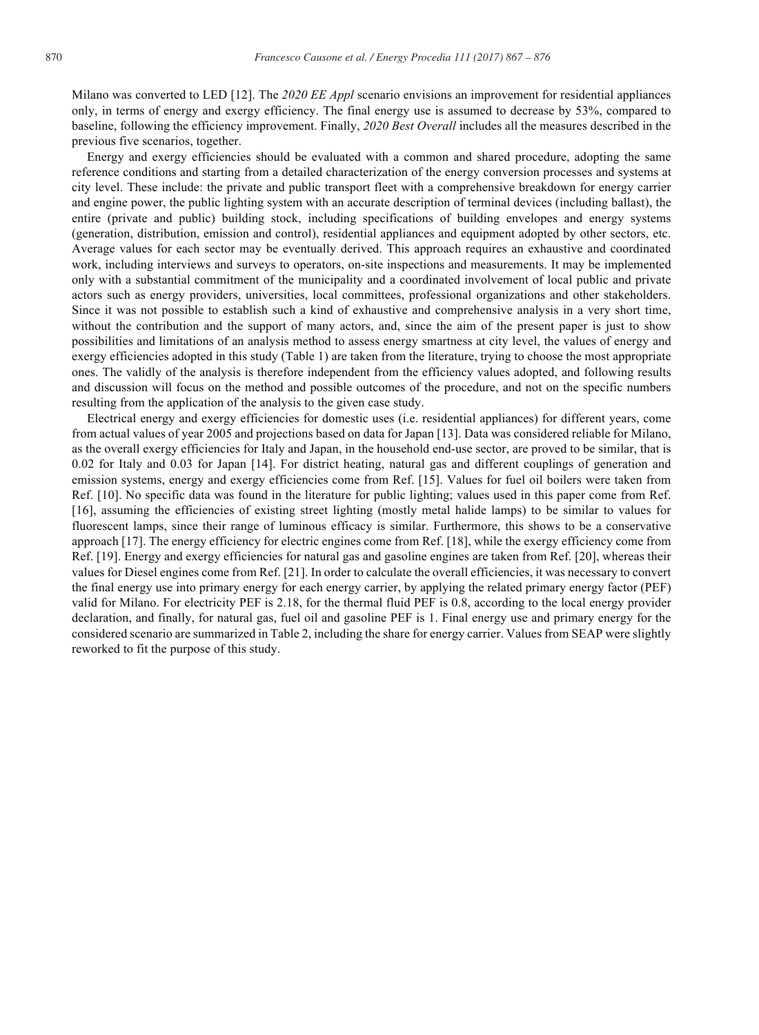Milano was converted to LED [12]. The *2020 EE Appl* scenario envisions an improvement for residential appliances only, in terms of energy and exergy efficiency. The final energy use is assumed to decrease by 53%, compared to baseline, following the efficiency improvement. Finally, *2020 Best Overall* includes all the measures described in the previous five scenarios, together.

Energy and exergy efficiencies should be evaluated with a common and shared procedure, adopting the same reference conditions and starting from a detailed characterization of the energy conversion processes and systems at city level. These include: the private and public transport fleet with a comprehensive breakdown for energy carrier and engine power, the public lighting system with an accurate description of terminal devices (including ballast), the entire (private and public) building stock, including specifications of building envelopes and energy systems (generation, distribution, emission and control), residential appliances and equipment adopted by other sectors, etc. Average values for each sector may be eventually derived. This approach requires an exhaustive and coordinated work, including interviews and surveys to operators, on-site inspections and measurements. It may be implemented only with a substantial commitment of the municipality and a coordinated involvement of local public and private actors such as energy providers, universities, local committees, professional organizations and other stakeholders. Since it was not possible to establish such a kind of exhaustive and comprehensive analysis in a very short time, without the contribution and the support of many actors, and, since the aim of the present paper is just to show possibilities and limitations of an analysis method to assess energy smartness at city level, the values of energy and exergy efficiencies adopted in this study (Table 1) are taken from the literature, trying to choose the most appropriate ones. The validly of the analysis is therefore independent from the efficiency values adopted, and following results and discussion will focus on the method and possible outcomes of the procedure, and not on the specific numbers resulting from the application of the analysis to the given case study.

Electrical energy and exergy efficiencies for domestic uses (i.e. residential appliances) for different years, come from actual values of year 2005 and projections based on data for Japan [13]. Data was considered reliable for Milano, as the overall exergy efficiencies for Italy and Japan, in the household end-use sector, are proved to be similar, that is 0.02 for Italy and 0.03 for Japan [14]. For district heating, natural gas and different couplings of generation and emission systems, energy and exergy efficiencies come from Ref. [15]. Values for fuel oil boilers were taken from Ref. [10]. No specific data was found in the literature for public lighting; values used in this paper come from Ref. [16], assuming the efficiencies of existing street lighting (mostly metal halide lamps) to be similar to values for fluorescent lamps, since their range of luminous efficacy is similar. Furthermore, this shows to be a conservative approach [17]. The energy efficiency for electric engines come from Ref. [18], while the exergy efficiency come from Ref. [19]. Energy and exergy efficiencies for natural gas and gasoline engines are taken from Ref. [20], whereas their values for Diesel engines come from Ref. [21]. In order to calculate the overall efficiencies, it was necessary to convert the final energy use into primary energy for each energy carrier, by applying the related primary energy factor (PEF) valid for Milano. For electricity PEF is 2.18, for the thermal fluid PEF is 0.8, according to the local energy provider declaration, and finally, for natural gas, fuel oil and gasoline PEF is 1. Final energy use and primary energy for the considered scenario are summarized in Table 2, including the share for energy carrier. Values from SEAP were slightly reworked to fit the purpose of this study.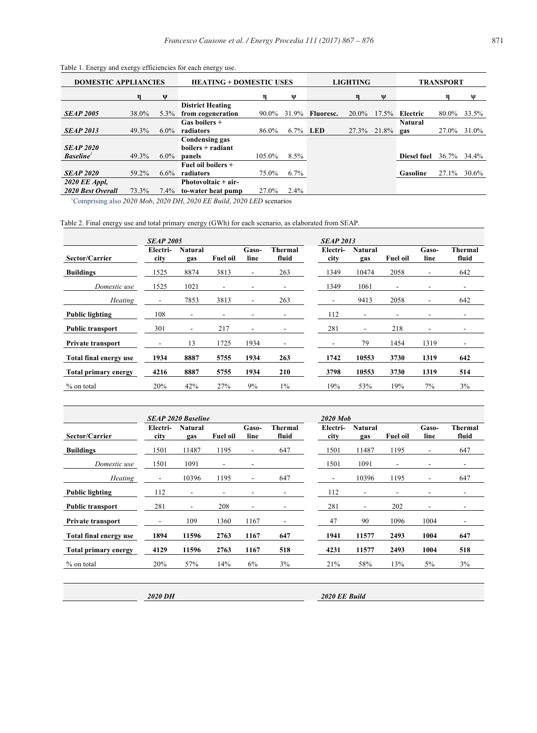Table 1. Energy and exergy efficiencies for each energy use.

| DOMESTIC APPLIANCES | | | HEATING + DOMESTIC USES | | | LIGHTING | | | TRANSPORT | | |
|---|---|---|---|---|---|---|---|---|---|---|---|
| | η | ψ | | η | ψ | | η | ψ | | η | ψ |
| ***SEAP 2005*** | 38.0% | 5.3% | **District Heating from cogeneration** | 90.0% | 31.9% | **Fluoresc.** | 20.0% | 17.5% | **Electric** | 80.0% | 33.5% |
| ***SEAP 2013*** | 49.3% | 6.0% | **Gas boilers + radiators** | 86.0% | 6.7% | **LED** | 27.3% | 21.8% | **Natural gas** | 27.0% | 31.0% |
| ***SEAP 2020 Baseline***[1] | 49.3% | 6.0% | **Condensing gas boilers + radiant panels** | 105.0% | 8.5% | | | | **Diesel fuel** | 36.7% | 34.4% |
| ***SEAP 2020*** | 59.2% | 6.6% | **Fuel oil boilers + radiators** | 75.0% | 6.7% | | | | **Gasoline** | 27.1% | 30.6% |
| ***2020 EE Appl, 2020 Best Overall*** | 73.3% | 7.4% | **Photovoltaic + air-to-water heat pump** | 27.0% | 2.4% | | | | | | |

[1]Comprising also *2020 Mob*, *2020 DH*, *2020 EE Build*, *2020 LED* scenarios

Table 2. Final energy use and total primary energy (GWh) for each scenario, as elaborated from SEAP.

| | ***SEAP 2005*** | | | | | ***SEAP 2013*** | | | | |
|---|---|---|---|---|---|---|---|---|---|---|
| **Sector/Carrier** | **Electri-city** | **Natural gas** | **Fuel oil** | **Gaso-line** | **Thermal fluid** | **Electri-city** | **Natural gas** | **Fuel oil** | **Gaso-line** | **Thermal fluid** |
| **Buildings** | 1525 | 8874 | 3813 | - | 263 | 1349 | 10474 | 2058 | - | 642 |
| *Domestic use* | 1525 | 1021 | - | - | - | 1349 | 1061 | - | - | - |
| *Heating* | - | 7853 | 3813 | - | 263 | - | 9413 | 2058 | - | 642 |
| **Public lighting** | 108 | - | - | - | - | 112 | - | - | - | - |
| **Public transport** | 301 | - | 217 | - | - | 281 | - | 218 | - | - |
| **Private transport** | - | 13 | 1725 | 1934 | - | - | 79 | 1454 | 1319 | - |
| **Total final energy use** | **1934** | **8887** | **5755** | **1934** | **263** | **1742** | **10553** | **3730** | **1319** | **642** |
| **Total primary energy** | **4216** | **8887** | **5755** | **1934** | **210** | **3798** | **10553** | **3730** | **1319** | **514** |
| % on total | 20% | 42% | 27% | 9% | 1% | 19% | 53% | 19% | 7% | 3% |

| | ***SEAP 2020 Baseline*** | | | | | ***2020 Mob*** | | | | |
|---|---|---|---|---|---|---|---|---|---|---|
| **Sector/Carrier** | **Electri-city** | **Natural gas** | **Fuel oil** | **Gaso-line** | **Thermal fluid** | **Electri-city** | **Natural gas** | **Fuel oil** | **Gaso-line** | **Thermal fluid** |
| **Buildings** | 1501 | 11487 | 1195 | - | 647 | 1501 | 11487 | 1195 | - | 647 |
| *Domestic use* | 1501 | 1091 | - | - | | 1501 | 1091 | - | - | - |
| *Heating* | - | 10396 | 1195 | - | 647 | - | 10396 | 1195 | - | 647 |
| **Public lighting** | 112 | - | - | - | - | 112 | - | - | - | - |
| **Public transport** | 281 | - | 208 | - | - | 281 | - | 202 | - | - |
| **Private transport** | - | 109 | 1360 | 1167 | - | 47 | 90 | 1096 | 1004 | - |
| **Total final energy use** | **1894** | **11596** | **2763** | **1167** | **647** | **1941** | **11577** | **2493** | **1004** | **647** |
| **Total primary energy** | **4129** | **11596** | **2763** | **1167** | **518** | **4231** | **11577** | **2493** | **1004** | **518** |
| % on total | 20% | 57% | 14% | 6% | 3% | 21% | 58% | 13% | 5% | 3% |

| | ***2020 DH*** | ***2020 EE Build*** |
|---|---|---|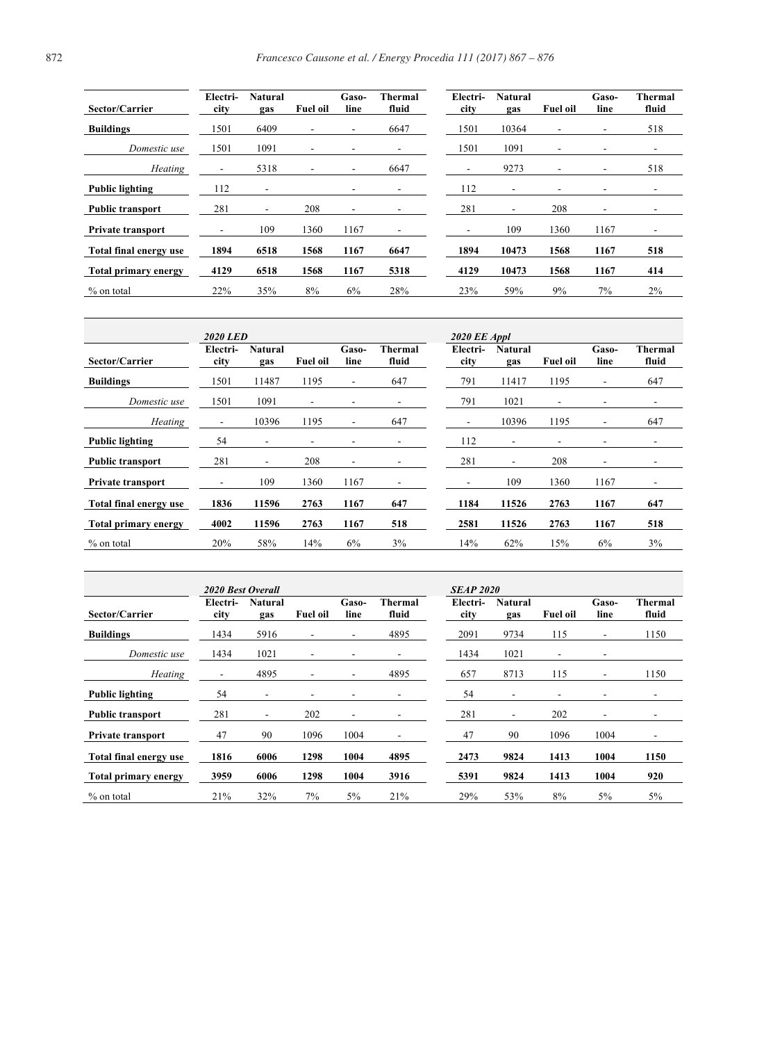| Sector/Carrier | Electri-city | Natural gas | Fuel oil | Gaso-line | Thermal fluid | Electri-city | Natural gas | Fuel oil | Gaso-line | Thermal fluid |
|---|---|---|---|---|---|---|---|---|---|---|
| **Buildings** | 1501 | 6409 | - | - | 6647 | 1501 | 10364 | - | - | 518 |
| *Domestic use* | 1501 | 1091 | - | - | - | 1501 | 1091 | - | - | - |
| *Heating* | - | 5318 | - | - | 6647 | - | 9273 | - | - | 518 |
| **Public lighting** | 112 | - | | - | - | 112 | - | - | - | - |
| **Public transport** | 281 | - | 208 | - | - | 281 | - | 208 | - | - |
| **Private transport** | - | 109 | 1360 | 1167 | - | - | 109 | 1360 | 1167 | - |
| **Total final energy use** | **1894** | **6518** | **1568** | **1167** | **6647** | **1894** | **10473** | **1568** | **1167** | **518** |
| **Total primary energy** | **4129** | **6518** | **1568** | **1167** | **5318** | **4129** | **10473** | **1568** | **1167** | **414** |
| % on total | 22% | 35% | 8% | 6% | 28% | 23% | 59% | 9% | 7% | 2% |

| | ***2020 LED*** | | | | | ***2020 EE Appl*** | | | | |
|---|---|---|---|---|---|---|---|---|---|---|
| **Sector/Carrier** | **Electri-city** | **Natural gas** | **Fuel oil** | **Gaso-line** | **Thermal fluid** | **Electri-city** | **Natural gas** | **Fuel oil** | **Gaso-line** | **Thermal fluid** |
| **Buildings** | 1501 | 11487 | 1195 | - | 647 | 791 | 11417 | 1195 | - | 647 |
| *Domestic use* | 1501 | 1091 | - | - | - | 791 | 1021 | - | - | - |
| *Heating* | - | 10396 | 1195 | - | 647 | - | 10396 | 1195 | - | 647 |
| **Public lighting** | 54 | - | - | - | - | 112 | - | - | - | - |
| **Public transport** | 281 | - | 208 | - | - | 281 | - | 208 | - | - |
| **Private transport** | - | 109 | 1360 | 1167 | - | - | 109 | 1360 | 1167 | - |
| **Total final energy use** | **1836** | **11596** | **2763** | **1167** | **647** | **1184** | **11526** | **2763** | **1167** | **647** |
| **Total primary energy** | **4002** | **11596** | **2763** | **1167** | **518** | **2581** | **11526** | **2763** | **1167** | **518** |
| % on total | 20% | 58% | 14% | 6% | 3% | 14% | 62% | 15% | 6% | 3% |

| | ***2020 Best Overall*** | | | | | ***SEAP 2020*** | | | | |
|---|---|---|---|---|---|---|---|---|---|---|
| **Sector/Carrier** | **Electri-city** | **Natural gas** | **Fuel oil** | **Gaso-line** | **Thermal fluid** | **Electri-city** | **Natural gas** | **Fuel oil** | **Gaso-line** | **Thermal fluid** |
| **Buildings** | 1434 | 5916 | - | - | 4895 | 2091 | 9734 | 115 | - | 1150 |
| *Domestic use* | 1434 | 1021 | - | - | - | 1434 | 1021 | - | - | |
| *Heating* | - | 4895 | - | - | 4895 | 657 | 8713 | 115 | - | 1150 |
| **Public lighting** | 54 | - | - | - | - | 54 | - | - | - | - |
| **Public transport** | 281 | - | 202 | - | - | 281 | - | 202 | - | - |
| **Private transport** | 47 | 90 | 1096 | 1004 | - | 47 | 90 | 1096 | 1004 | - |
| **Total final energy use** | **1816** | **6006** | **1298** | **1004** | **4895** | **2473** | **9824** | **1413** | **1004** | **1150** |
| **Total primary energy** | **3959** | **6006** | **1298** | **1004** | **3916** | **5391** | **9824** | **1413** | **1004** | **920** |
| % on total | 21% | 32% | 7% | 5% | 21% | 29% | 53% | 8% | 5% | 5% |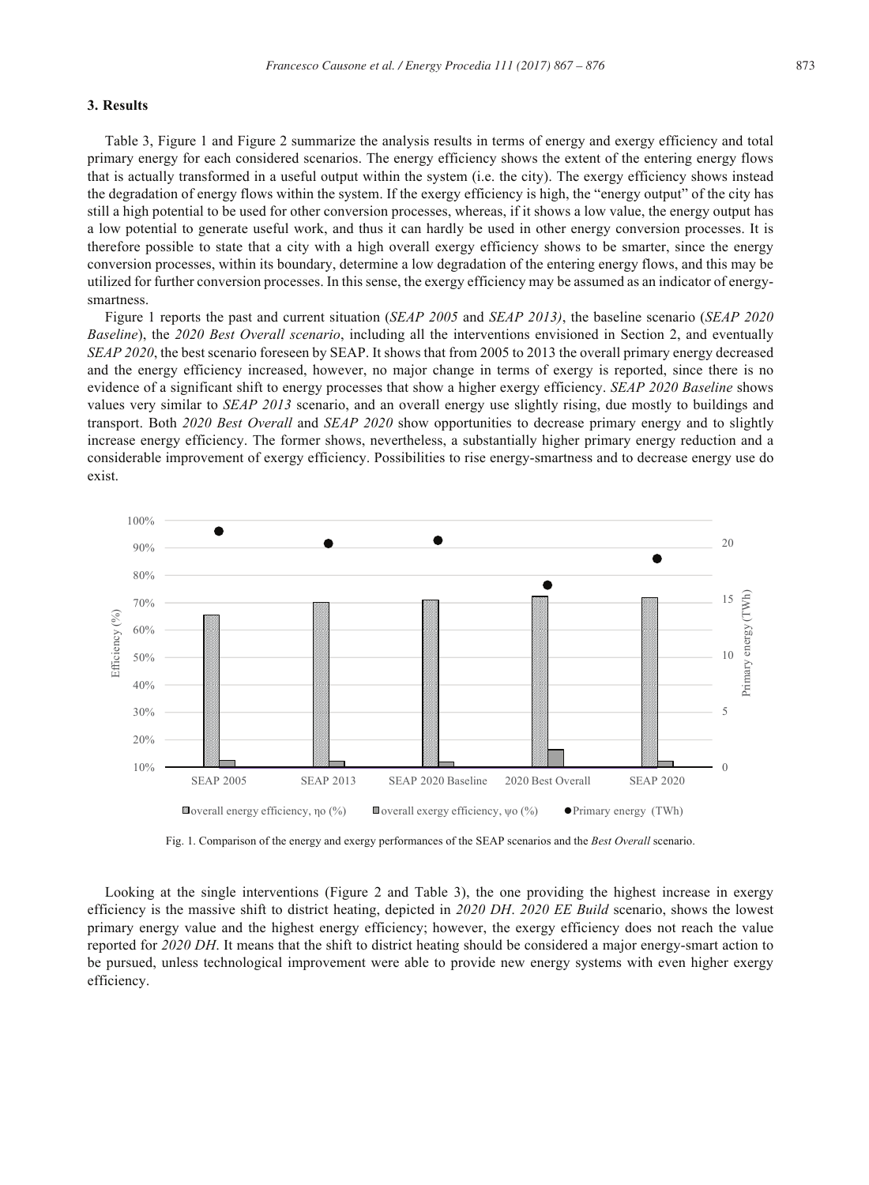## 3. Results

Table 3, Figure 1 and Figure 2 summarize the analysis results in terms of energy and exergy efficiency and total primary energy for each considered scenarios. The energy efficiency shows the extent of the entering energy flows that is actually transformed in a useful output within the system (i.e. the city). The exergy efficiency shows instead the degradation of energy flows within the system. If the exergy efficiency is high, the "energy output" of the city has still a high potential to be used for other conversion processes, whereas, if it shows a low value, the energy output has a low potential to generate useful work, and thus it can hardly be used in other energy conversion processes. It is therefore possible to state that a city with a high overall exergy efficiency shows to be smarter, since the energy conversion processes, within its boundary, determine a low degradation of the entering energy flows, and this may be utilized for further conversion processes. In this sense, the exergy efficiency may be assumed as an indicator of energy-smartness.

Figure 1 reports the past and current situation (*SEAP 2005* and *SEAP 2013)*, the baseline scenario (*SEAP 2020 Baseline*), the *2020 Best Overall scenario*, including all the interventions envisioned in Section 2, and eventually *SEAP 2020*, the best scenario foreseen by SEAP. It shows that from 2005 to 2013 the overall primary energy decreased and the energy efficiency increased, however, no major change in terms of exergy is reported, since there is no evidence of a significant shift to energy processes that show a higher exergy efficiency. *SEAP 2020 Baseline* shows values very similar to *SEAP 2013* scenario, and an overall energy use slightly rising, due mostly to buildings and transport. Both *2020 Best Overall* and *SEAP 2020* show opportunities to decrease primary energy and to slightly increase energy efficiency. The former shows, nevertheless, a substantially higher primary energy reduction and a considerable improvement of exergy efficiency. Possibilities to rise energy-smartness and to decrease energy use do exist.

Fig. 1. Comparison of the energy and exergy performances of the SEAP scenarios and the *Best Overall* scenario.

Looking at the single interventions (Figure 2 and Table 3), the one providing the highest increase in exergy efficiency is the massive shift to district heating, depicted in *2020 DH*. *2020 EE Build* scenario, shows the lowest primary energy value and the highest energy efficiency; however, the exergy efficiency does not reach the value reported for *2020 DH*. It means that the shift to district heating should be considered a major energy-smart action to be pursued, unless technological improvement were able to provide new energy systems with even higher exergy efficiency.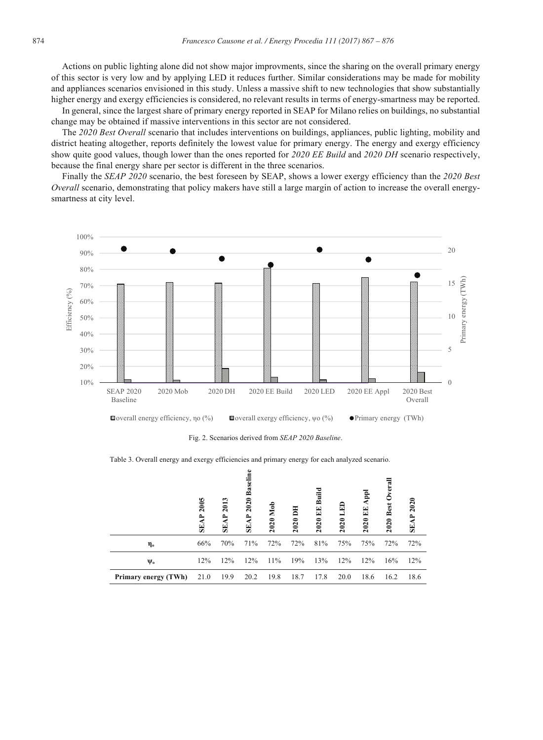Actions on public lighting alone did not show major improvments, since the sharing on the overall primary energy of this sector is very low and by applying LED it reduces further. Similar considerations may be made for mobility and appliances scenarios envisioned in this study. Unless a massive shift to new technologies that show substantially higher energy and exergy efficiencies is considered, no relevant results in terms of energy-smartness may be reported.

In general, since the largest share of primary energy reported in SEAP for Milano relies on buildings, no substantial change may be obtained if massive interventions in this sector are not considered.

The *2020 Best Overall* scenario that includes interventions on buildings, appliances, public lighting, mobility and district heating altogether, reports definitely the lowest value for primary energy. The energy and exergy efficiency show quite good values, though lower than the ones reported for *2020 EE Build* and *2020 DH* scenario respectively, because the final energy share per sector is different in the three scenarios.

Finally the *SEAP 2020* scenario, the best foreseen by SEAP, shows a lower exergy efficiency than the *2020 Best Overall* scenario, demonstrating that policy makers have still a large margin of action to increase the overall energy-smartness at city level.

Fig. 2. Scenarios derived from *SEAP 2020 Baseline*.

Table 3. Overall energy and exergy efficiencies and primary energy for each analyzed scenario.

| | SEAP 2005 | SEAP 2013 | SEAP 2020 Baseline | 2020 Mob | 2020 DH | 2020 EE Build | 2020 LED | 2020 EE Appl | 2020 Best Overall | SEAP 2020 |
|---|---|---|---|---|---|---|---|---|---|---|
| $\eta_o$ | 66% | 70% | 71% | 72% | 72% | 81% | 75% | 75% | 72% | 72% |
| $\psi_o$ | 12% | 12% | 12% | 11% | 19% | 13% | 12% | 12% | 16% | 12% |
| **Primary energy (TWh)** | 21.0 | 19.9 | 20.2 | 19.8 | 18.7 | 17.8 | 20.0 | 18.6 | 16.2 | 18.6 |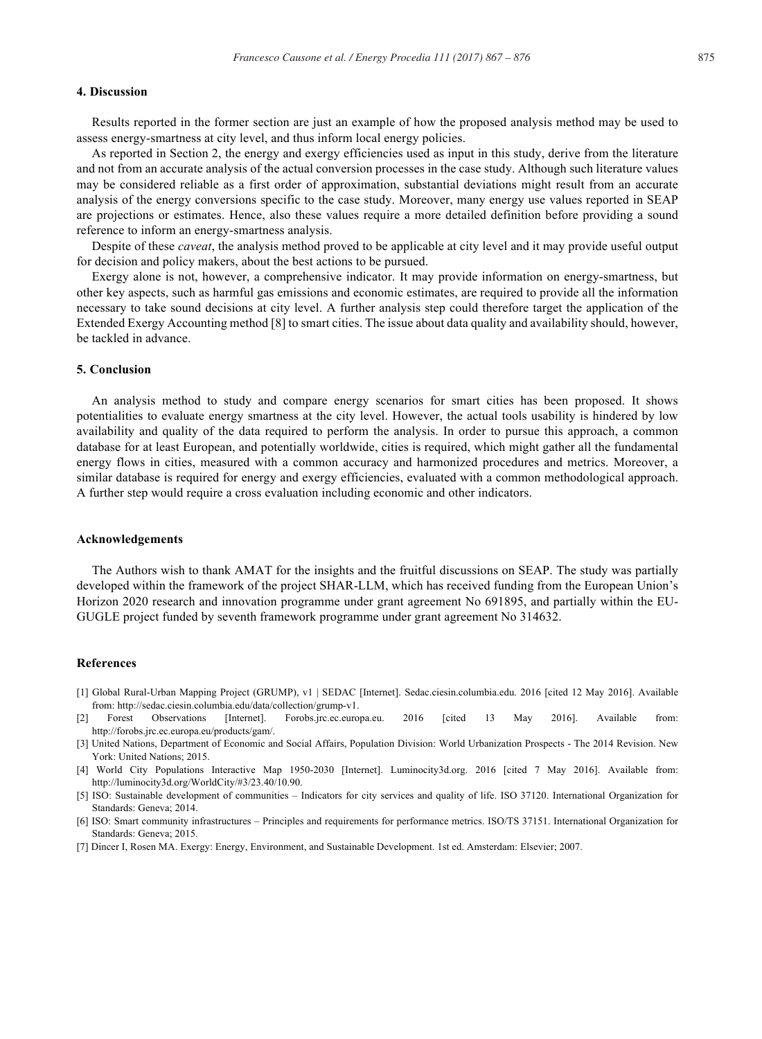## 4. Discussion

Results reported in the former section are just an example of how the proposed analysis method may be used to assess energy-smartness at city level, and thus inform local energy policies.

As reported in Section 2, the energy and exergy efficiencies used as input in this study, derive from the literature and not from an accurate analysis of the actual conversion processes in the case study. Although such literature values may be considered reliable as a first order of approximation, substantial deviations might result from an accurate analysis of the energy conversions specific to the case study. Moreover, many energy use values reported in SEAP are projections or estimates. Hence, also these values require a more detailed definition before providing a sound reference to inform an energy-smartness analysis.

Despite of these *caveat*, the analysis method proved to be applicable at city level and it may provide useful output for decision and policy makers, about the best actions to be pursued.

Exergy alone is not, however, a comprehensive indicator. It may provide information on energy-smartness, but other key aspects, such as harmful gas emissions and economic estimates, are required to provide all the information necessary to take sound decisions at city level. A further analysis step could therefore target the application of the Extended Exergy Accounting method [8] to smart cities. The issue about data quality and availability should, however, be tackled in advance.

## 5. Conclusion

An analysis method to study and compare energy scenarios for smart cities has been proposed. It shows potentialities to evaluate energy smartness at the city level. However, the actual tools usability is hindered by low availability and quality of the data required to perform the analysis. In order to pursue this approach, a common database for at least European, and potentially worldwide, cities is required, which might gather all the fundamental energy flows in cities, measured with a common accuracy and harmonized procedures and metrics. Moreover, a similar database is required for energy and exergy efficiencies, evaluated with a common methodological approach. A further step would require a cross evaluation including economic and other indicators.

## Acknowledgements

The Authors wish to thank AMAT for the insights and the fruitful discussions on SEAP. The study was partially developed within the framework of the project SHAR-LLM, which has received funding from the European Union's Horizon 2020 research and innovation programme under grant agreement No 691895, and partially within the EU-GUGLE project funded by seventh framework programme under grant agreement No 314632.

## References

[1] Global Rural-Urban Mapping Project (GRUMP), v1 | SEDAC [Internet]. Sedac.ciesin.columbia.edu. 2016 [cited 12 May 2016]. Available from: http://sedac.ciesin.columbia.edu/data/collection/grump-v1.

[2] Forest Observations [Internet]. Forobs.jrc.ec.europa.eu. 2016 [cited 13 May 2016]. Available from: http://forobs.jrc.ec.europa.eu/products/gam/.

[3] United Nations, Department of Economic and Social Affairs, Population Division: World Urbanization Prospects - The 2014 Revision. New York: United Nations; 2015.

[4] World City Populations Interactive Map 1950-2030 [Internet]. Luminocity3d.org. 2016 [cited 7 May 2016]. Available from: http://luminocity3d.org/WorldCity/#3/23.40/10.90.

[5] ISO: Sustainable development of communities – Indicators for city services and quality of life. ISO 37120. International Organization for Standards: Geneva; 2014.

[6] ISO: Smart community infrastructures – Principles and requirements for performance metrics. ISO/TS 37151. International Organization for Standards: Geneva; 2015.

[7] Dincer I, Rosen MA. Exergy: Energy, Environment, and Sustainable Development. 1st ed. Amsterdam: Elsevier; 2007.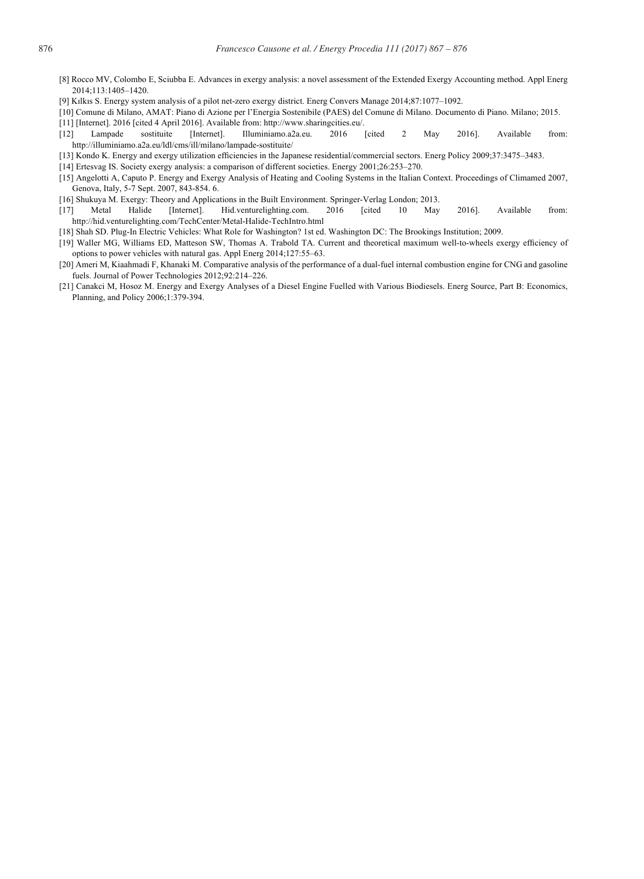[8] Rocco MV, Colombo E, Sciubba E. Advances in exergy analysis: a novel assessment of the Extended Exergy Accounting method. Appl Energ 2014;113:1405–1420.

[9] Kılkıs S. Energy system analysis of a pilot net-zero exergy district. Energ Convers Manage 2014;87:1077–1092.

[10] Comune di Milano, AMAT: Piano di Azione per l'Energia Sostenibile (PAES) del Comune di Milano. Documento di Piano. Milano; 2015.

[11] [Internet]. 2016 [cited 4 April 2016]. Available from: http://www.sharingcities.eu/.

[12] Lampade sostituite [Internet]. Illuminiamo.a2a.eu. 2016 [cited 2 May 2016]. Available from: http://illuminiamo.a2a.eu/ldl/cms/ill/milano/lampade-sostituite/

[13] Kondo K. Energy and exergy utilization efficiencies in the Japanese residential/commercial sectors. Energ Policy 2009;37:3475–3483.

[14] Ertesvag IS. Society exergy analysis: a comparison of different societies. Energy 2001;26:253–270.

[15] Angelotti A, Caputo P. Energy and Exergy Analysis of Heating and Cooling Systems in the Italian Context. Proceedings of Climamed 2007, Genova, Italy, 5-7 Sept. 2007, 843-854. 6.

[16] Shukuya M. Exergy: Theory and Applications in the Built Environment. Springer-Verlag London; 2013.

[17] Metal Halide [Internet]. Hid.venturelighting.com. 2016 [cited 10 May 2016]. Available from: http://hid.venturelighting.com/TechCenter/Metal-Halide-TechIntro.html

[18] Shah SD. Plug-In Electric Vehicles: What Role for Washington? 1st ed. Washington DC: The Brookings Institution; 2009.

[19] Waller MG, Williams ED, Matteson SW, Thomas A. Trabold TA. Current and theoretical maximum well-to-wheels exergy efficiency of options to power vehicles with natural gas. Appl Energ 2014;127:55–63.

[20] Ameri M, Kiaahmadi F, Khanaki M. Comparative analysis of the performance of a dual-fuel internal combustion engine for CNG and gasoline fuels. Journal of Power Technologies 2012;92:214–226.

[21] Canakci M, Hosoz M. Energy and Exergy Analyses of a Diesel Engine Fuelled with Various Biodiesels. Energ Source, Part B: Economics, Planning, and Policy 2006;1:379-394.